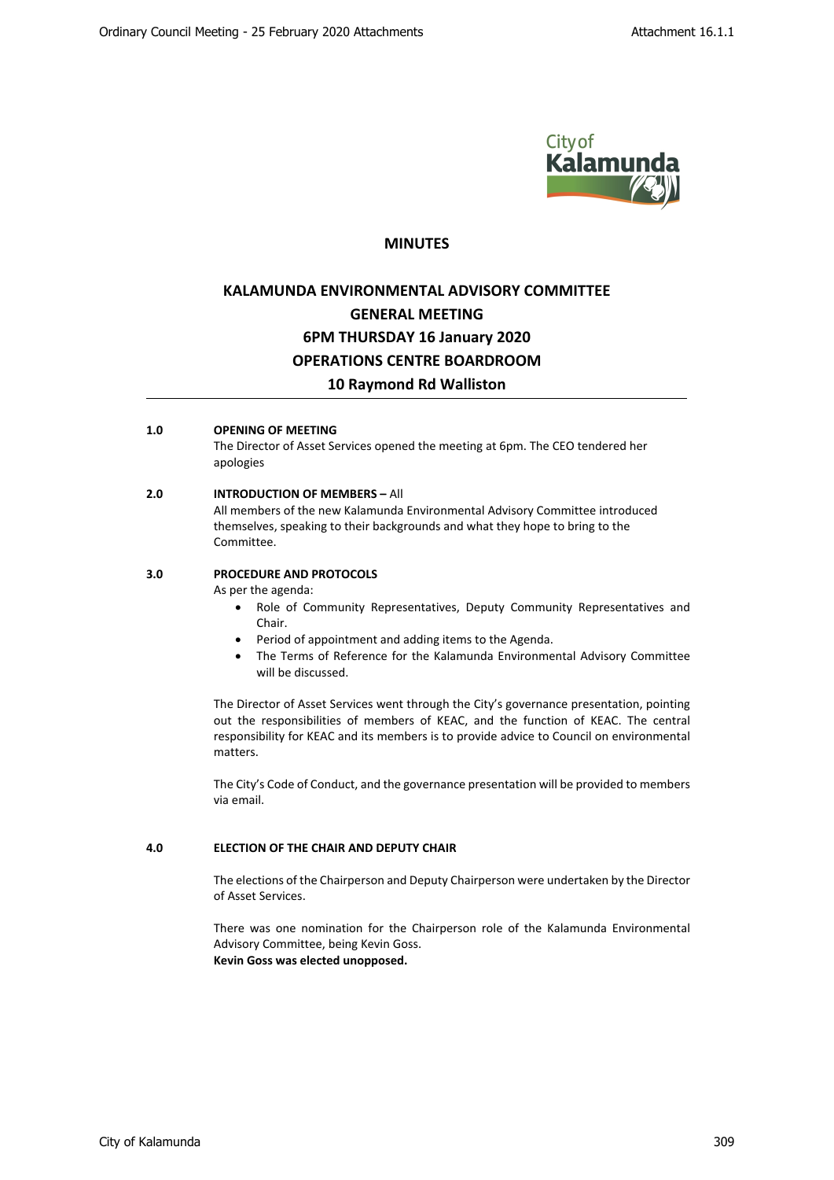# MINUTES

## KALAMUNDA ENVIRONMENTAL ADVISORY COMMITTEE
## GENERAL MEETING
## 6PM THURSDAY 16 January 2020
## OPERATIONS CENTRE BOARDROOM
## 10 Raymond Rd Walliston

---

**1.0 OPENING OF MEETING**

The Director of Asset Services opened the meeting at 6pm. The CEO tendered her apologies

**2.0 INTRODUCTION OF MEMBERS –** All

All members of the new Kalamunda Environmental Advisory Committee introduced themselves, speaking to their backgrounds and what they hope to bring to the Committee.

**3.0 PROCEDURE AND PROTOCOLS**

As per the agenda:

- Role of Community Representatives, Deputy Community Representatives and Chair.
- Period of appointment and adding items to the Agenda.
- The Terms of Reference for the Kalamunda Environmental Advisory Committee will be discussed.

The Director of Asset Services went through the City's governance presentation, pointing out the responsibilities of members of KEAC, and the function of KEAC. The central responsibility for KEAC and its members is to provide advice to Council on environmental matters.

The City's Code of Conduct, and the governance presentation will be provided to members via email.

**4.0 ELECTION OF THE CHAIR AND DEPUTY CHAIR**

The elections of the Chairperson and Deputy Chairperson were undertaken by the Director of Asset Services.

There was one nomination for the Chairperson role of the Kalamunda Environmental Advisory Committee, being Kevin Goss.
**Kevin Goss was elected unopposed.**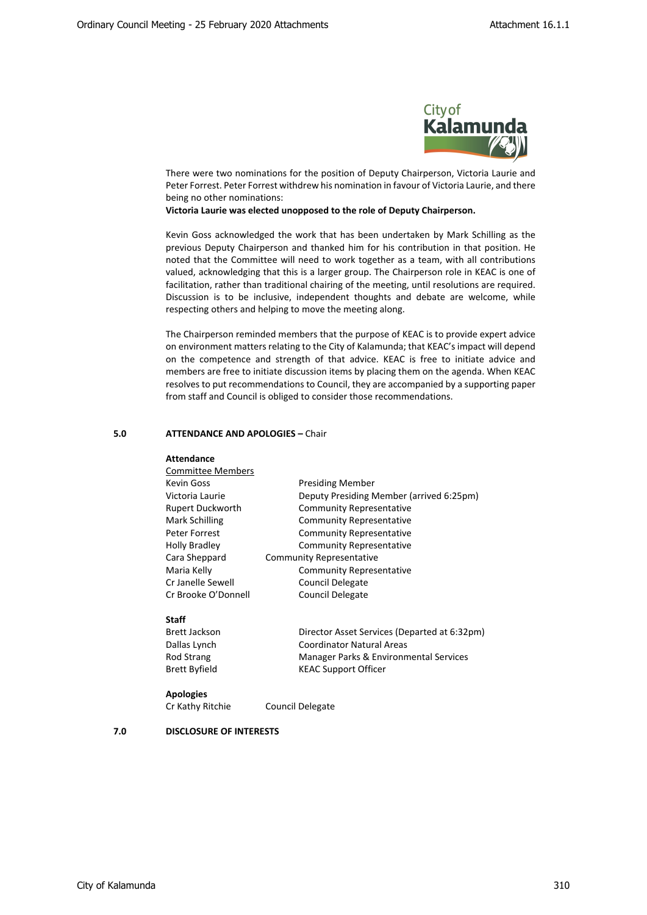There were two nominations for the position of Deputy Chairperson, Victoria Laurie and Peter Forrest. Peter Forrest withdrew his nomination in favour of Victoria Laurie, and there being no other nominations:

**Victoria Laurie was elected unopposed to the role of Deputy Chairperson.**

Kevin Goss acknowledged the work that has been undertaken by Mark Schilling as the previous Deputy Chairperson and thanked him for his contribution in that position. He noted that the Committee will need to work together as a team, with all contributions valued, acknowledging that this is a larger group. The Chairperson role in KEAC is one of facilitation, rather than traditional chairing of the meeting, until resolutions are required. Discussion is to be inclusive, independent thoughts and debate are welcome, while respecting others and helping to move the meeting along.

The Chairperson reminded members that the purpose of KEAC is to provide expert advice on environment matters relating to the City of Kalamunda; that KEAC's impact will depend on the competence and strength of that advice. KEAC is free to initiate advice and members are free to initiate discussion items by placing them on the agenda. When KEAC resolves to put recommendations to Council, they are accompanied by a supporting paper from staff and Council is obliged to consider those recommendations.

## 5.0 ATTENDANCE AND APOLOGIES – Chair

**Attendance**

Committee Members

| | |
|---|---|
| Kevin Goss | Presiding Member |
| Victoria Laurie | Deputy Presiding Member (arrived 6:25pm) |
| Rupert Duckworth | Community Representative |
| Mark Schilling | Community Representative |
| Peter Forrest | Community Representative |
| Holly Bradley | Community Representative |
| Cara Sheppard | Community Representative |
| Maria Kelly | Community Representative |
| Cr Janelle Sewell | Council Delegate |
| Cr Brooke O'Donnell | Council Delegate |

**Staff**

| | |
|---|---|
| Brett Jackson | Director Asset Services (Departed at 6:32pm) |
| Dallas Lynch | Coordinator Natural Areas |
| Rod Strang | Manager Parks & Environmental Services |
| Brett Byfield | KEAC Support Officer |

**Apologies**

| | |
|---|---|
| Cr Kathy Ritchie | Council Delegate |

## 7.0 DISCLOSURE OF INTERESTS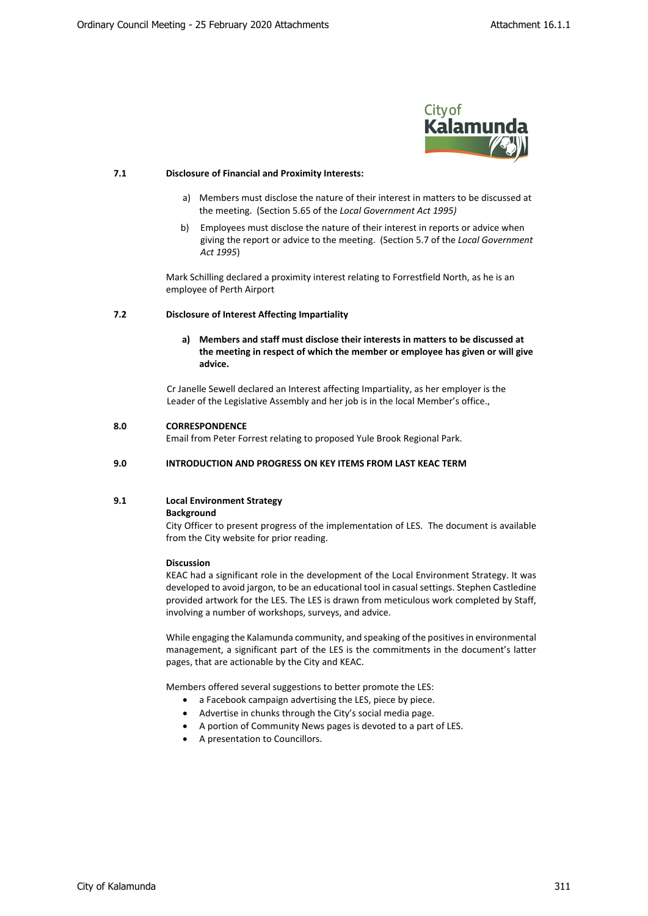**7.1 Disclosure of Financial and Proximity Interests:**

a) Members must disclose the nature of their interest in matters to be discussed at the meeting. (Section 5.65 of the *Local Government Act 1995)*

b) Employees must disclose the nature of their interest in reports or advice when giving the report or advice to the meeting. (Section 5.7 of the *Local Government Act 1995*)

Mark Schilling declared a proximity interest relating to Forrestfield North, as he is an employee of Perth Airport

**7.2 Disclosure of Interest Affecting Impartiality**

**a) Members and staff must disclose their interests in matters to be discussed at the meeting in respect of which the member or employee has given or will give advice.**

Cr Janelle Sewell declared an Interest affecting Impartiality, as her employer is the Leader of the Legislative Assembly and her job is in the local Member's office.,

**8.0 CORRESPONDENCE**

Email from Peter Forrest relating to proposed Yule Brook Regional Park.

**9.0 INTRODUCTION AND PROGRESS ON KEY ITEMS FROM LAST KEAC TERM**

**9.1 Local Environment Strategy**

**Background**

City Officer to present progress of the implementation of LES. The document is available from the City website for prior reading.

**Discussion**

KEAC had a significant role in the development of the Local Environment Strategy. It was developed to avoid jargon, to be an educational tool in casual settings. Stephen Castledine provided artwork for the LES. The LES is drawn from meticulous work completed by Staff, involving a number of workshops, surveys, and advice.

While engaging the Kalamunda community, and speaking of the positives in environmental management, a significant part of the LES is the commitments in the document's latter pages, that are actionable by the City and KEAC.

Members offered several suggestions to better promote the LES:

- a Facebook campaign advertising the LES, piece by piece.
- Advertise in chunks through the City's social media page.
- A portion of Community News pages is devoted to a part of LES.
- A presentation to Councillors.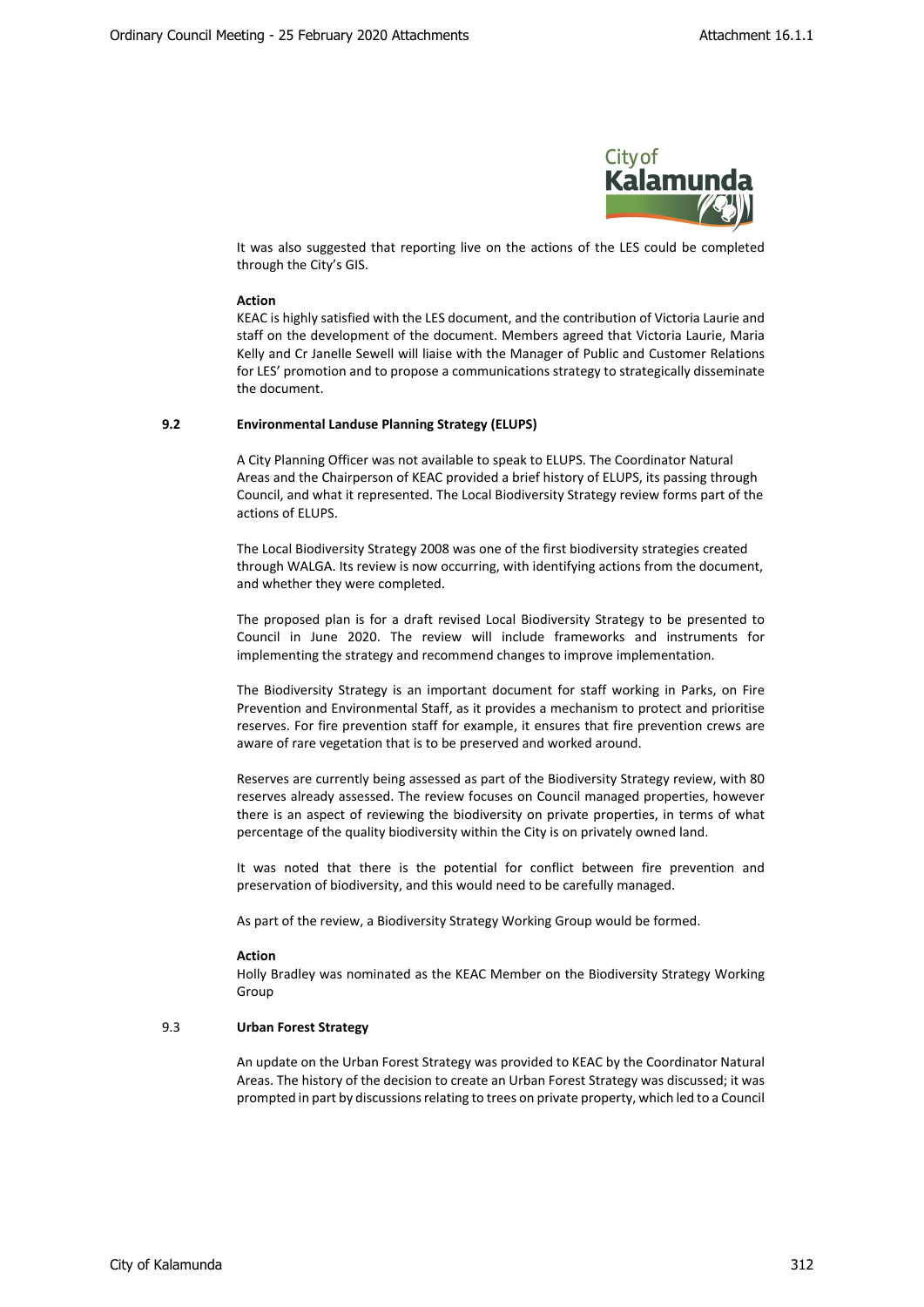It was also suggested that reporting live on the actions of the LES could be completed through the City's GIS.

**Action**
KEAC is highly satisfied with the LES document, and the contribution of Victoria Laurie and staff on the development of the document. Members agreed that Victoria Laurie, Maria Kelly and Cr Janelle Sewell will liaise with the Manager of Public and Customer Relations for LES' promotion and to propose a communications strategy to strategically disseminate the document.

### 9.2 Environmental Landuse Planning Strategy (ELUPS)

A City Planning Officer was not available to speak to ELUPS. The Coordinator Natural Areas and the Chairperson of KEAC provided a brief history of ELUPS, its passing through Council, and what it represented. The Local Biodiversity Strategy review forms part of the actions of ELUPS.

The Local Biodiversity Strategy 2008 was one of the first biodiversity strategies created through WALGA. Its review is now occurring, with identifying actions from the document, and whether they were completed.

The proposed plan is for a draft revised Local Biodiversity Strategy to be presented to Council in June 2020. The review will include frameworks and instruments for implementing the strategy and recommend changes to improve implementation.

The Biodiversity Strategy is an important document for staff working in Parks, on Fire Prevention and Environmental Staff, as it provides a mechanism to protect and prioritise reserves. For fire prevention staff for example, it ensures that fire prevention crews are aware of rare vegetation that is to be preserved and worked around.

Reserves are currently being assessed as part of the Biodiversity Strategy review, with 80 reserves already assessed. The review focuses on Council managed properties, however there is an aspect of reviewing the biodiversity on private properties, in terms of what percentage of the quality biodiversity within the City is on privately owned land.

It was noted that there is the potential for conflict between fire prevention and preservation of biodiversity, and this would need to be carefully managed.

As part of the review, a Biodiversity Strategy Working Group would be formed.

**Action**
Holly Bradley was nominated as the KEAC Member on the Biodiversity Strategy Working Group

### 9.3 Urban Forest Strategy

An update on the Urban Forest Strategy was provided to KEAC by the Coordinator Natural Areas. The history of the decision to create an Urban Forest Strategy was discussed; it was prompted in part by discussions relating to trees on private property, which led to a Council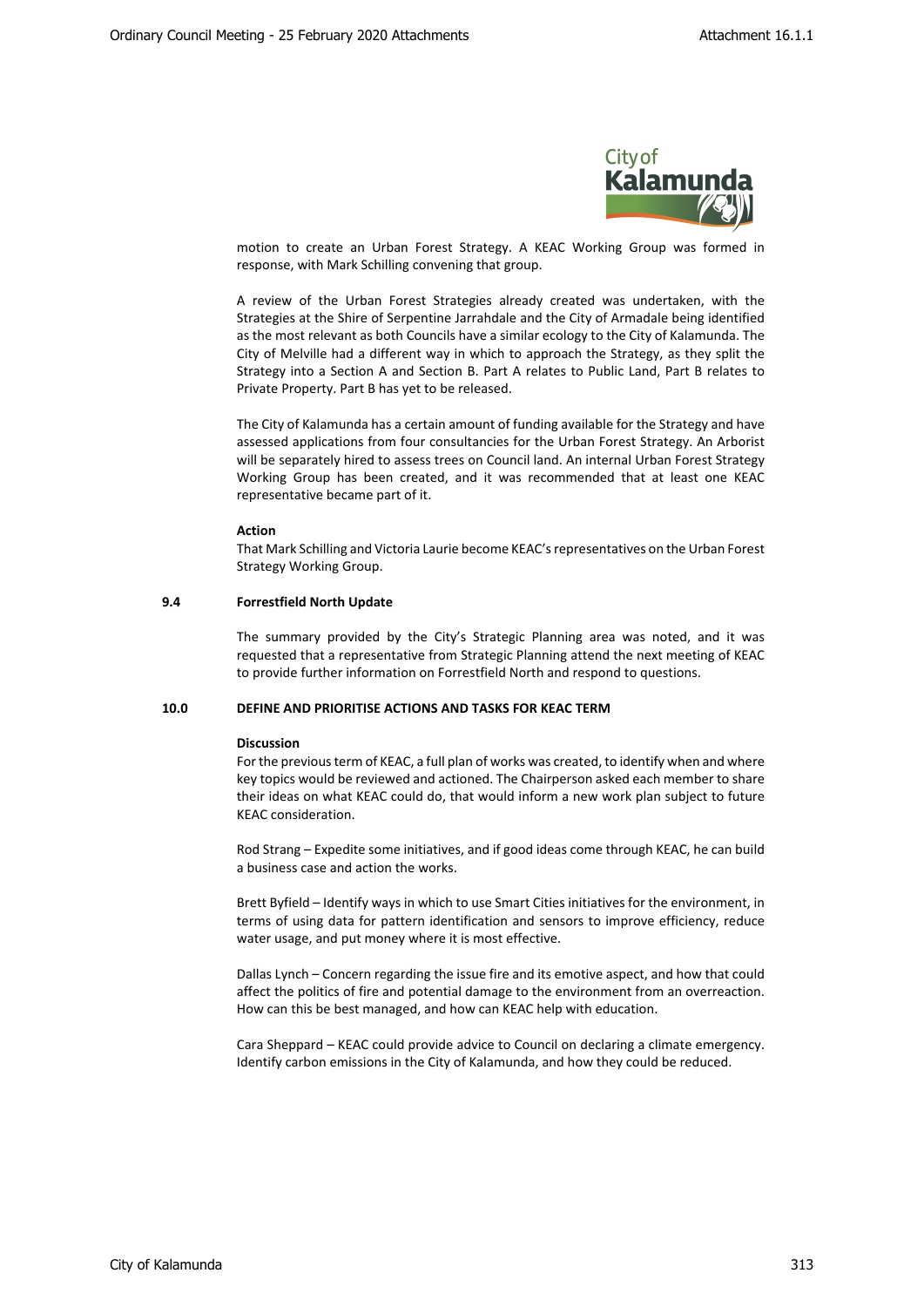motion to create an Urban Forest Strategy. A KEAC Working Group was formed in response, with Mark Schilling convening that group.

A review of the Urban Forest Strategies already created was undertaken, with the Strategies at the Shire of Serpentine Jarrahdale and the City of Armadale being identified as the most relevant as both Councils have a similar ecology to the City of Kalamunda. The City of Melville had a different way in which to approach the Strategy, as they split the Strategy into a Section A and Section B. Part A relates to Public Land, Part B relates to Private Property. Part B has yet to be released.

The City of Kalamunda has a certain amount of funding available for the Strategy and have assessed applications from four consultancies for the Urban Forest Strategy. An Arborist will be separately hired to assess trees on Council land. An internal Urban Forest Strategy Working Group has been created, and it was recommended that at least one KEAC representative became part of it.

**Action**

That Mark Schilling and Victoria Laurie become KEAC's representatives on the Urban Forest Strategy Working Group.

### 9.4 Forrestfield North Update

The summary provided by the City's Strategic Planning area was noted, and it was requested that a representative from Strategic Planning attend the next meeting of KEAC to provide further information on Forrestfield North and respond to questions.

## 10.0 DEFINE AND PRIORITISE ACTIONS AND TASKS FOR KEAC TERM

**Discussion**

For the previous term of KEAC, a full plan of works was created, to identify when and where key topics would be reviewed and actioned. The Chairperson asked each member to share their ideas on what KEAC could do, that would inform a new work plan subject to future KEAC consideration.

Rod Strang – Expedite some initiatives, and if good ideas come through KEAC, he can build a business case and action the works.

Brett Byfield – Identify ways in which to use Smart Cities initiatives for the environment, in terms of using data for pattern identification and sensors to improve efficiency, reduce water usage, and put money where it is most effective.

Dallas Lynch – Concern regarding the issue fire and its emotive aspect, and how that could affect the politics of fire and potential damage to the environment from an overreaction. How can this be best managed, and how can KEAC help with education.

Cara Sheppard – KEAC could provide advice to Council on declaring a climate emergency. Identify carbon emissions in the City of Kalamunda, and how they could be reduced.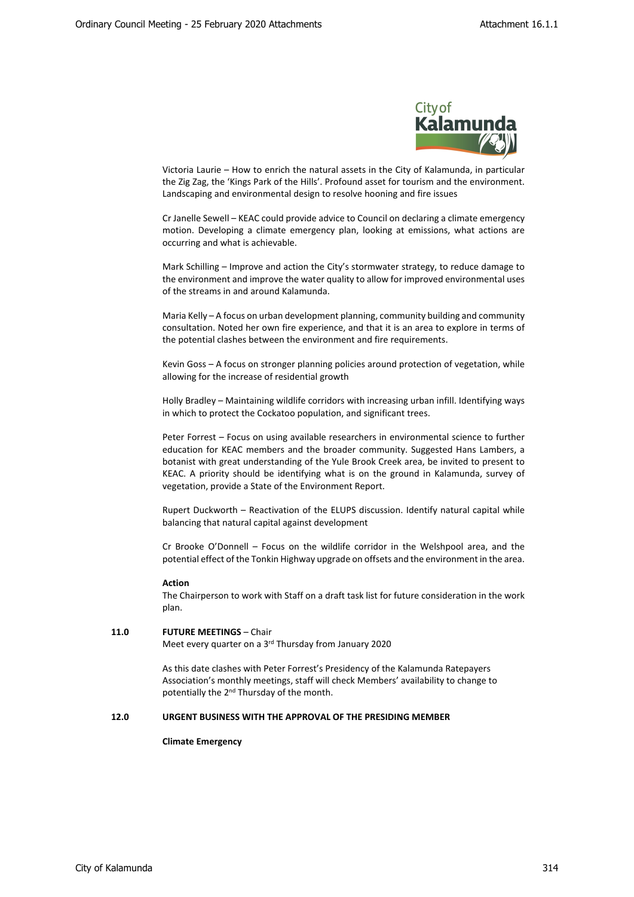Victoria Laurie – How to enrich the natural assets in the City of Kalamunda, in particular the Zig Zag, the 'Kings Park of the Hills'. Profound asset for tourism and the environment. Landscaping and environmental design to resolve hooning and fire issues

Cr Janelle Sewell – KEAC could provide advice to Council on declaring a climate emergency motion. Developing a climate emergency plan, looking at emissions, what actions are occurring and what is achievable.

Mark Schilling – Improve and action the City's stormwater strategy, to reduce damage to the environment and improve the water quality to allow for improved environmental uses of the streams in and around Kalamunda.

Maria Kelly – A focus on urban development planning, community building and community consultation. Noted her own fire experience, and that it is an area to explore in terms of the potential clashes between the environment and fire requirements.

Kevin Goss – A focus on stronger planning policies around protection of vegetation, while allowing for the increase of residential growth

Holly Bradley – Maintaining wildlife corridors with increasing urban infill. Identifying ways in which to protect the Cockatoo population, and significant trees.

Peter Forrest – Focus on using available researchers in environmental science to further education for KEAC members and the broader community. Suggested Hans Lambers, a botanist with great understanding of the Yule Brook Creek area, be invited to present to KEAC. A priority should be identifying what is on the ground in Kalamunda, survey of vegetation, provide a State of the Environment Report.

Rupert Duckworth – Reactivation of the ELUPS discussion. Identify natural capital while balancing that natural capital against development

Cr Brooke O'Donnell – Focus on the wildlife corridor in the Welshpool area, and the potential effect of the Tonkin Highway upgrade on offsets and the environment in the area.

**Action**

The Chairperson to work with Staff on a draft task list for future consideration in the work plan.

## 11.0 FUTURE MEETINGS – Chair

Meet every quarter on a 3rd Thursday from January 2020

As this date clashes with Peter Forrest's Presidency of the Kalamunda Ratepayers Association's monthly meetings, staff will check Members' availability to change to potentially the 2nd Thursday of the month.

## 12.0 URGENT BUSINESS WITH THE APPROVAL OF THE PRESIDING MEMBER

**Climate Emergency**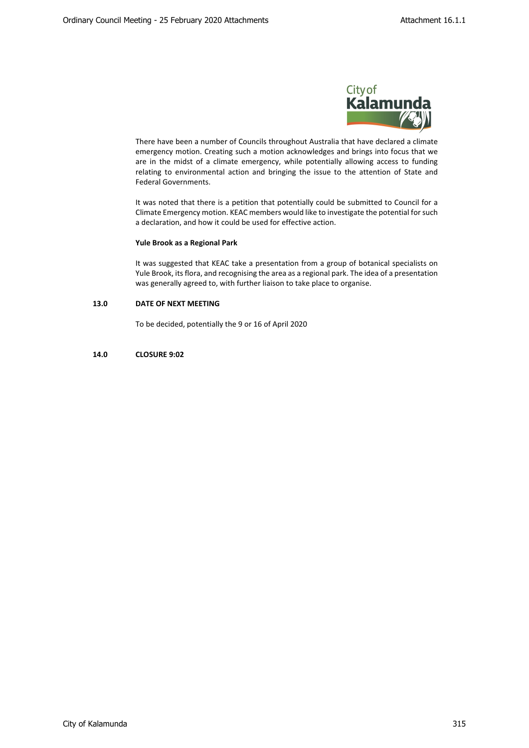There have been a number of Councils throughout Australia that have declared a climate emergency motion. Creating such a motion acknowledges and brings into focus that we are in the midst of a climate emergency, while potentially allowing access to funding relating to environmental action and bringing the issue to the attention of State and Federal Governments.

It was noted that there is a petition that potentially could be submitted to Council for a Climate Emergency motion. KEAC members would like to investigate the potential for such a declaration, and how it could be used for effective action.

**Yule Brook as a Regional Park**

It was suggested that KEAC take a presentation from a group of botanical specialists on Yule Brook, its flora, and recognising the area as a regional park. The idea of a presentation was generally agreed to, with further liaison to take place to organise.

## 13.0 DATE OF NEXT MEETING

To be decided, potentially the 9 or 16 of April 2020

## 14.0 CLOSURE 9:02